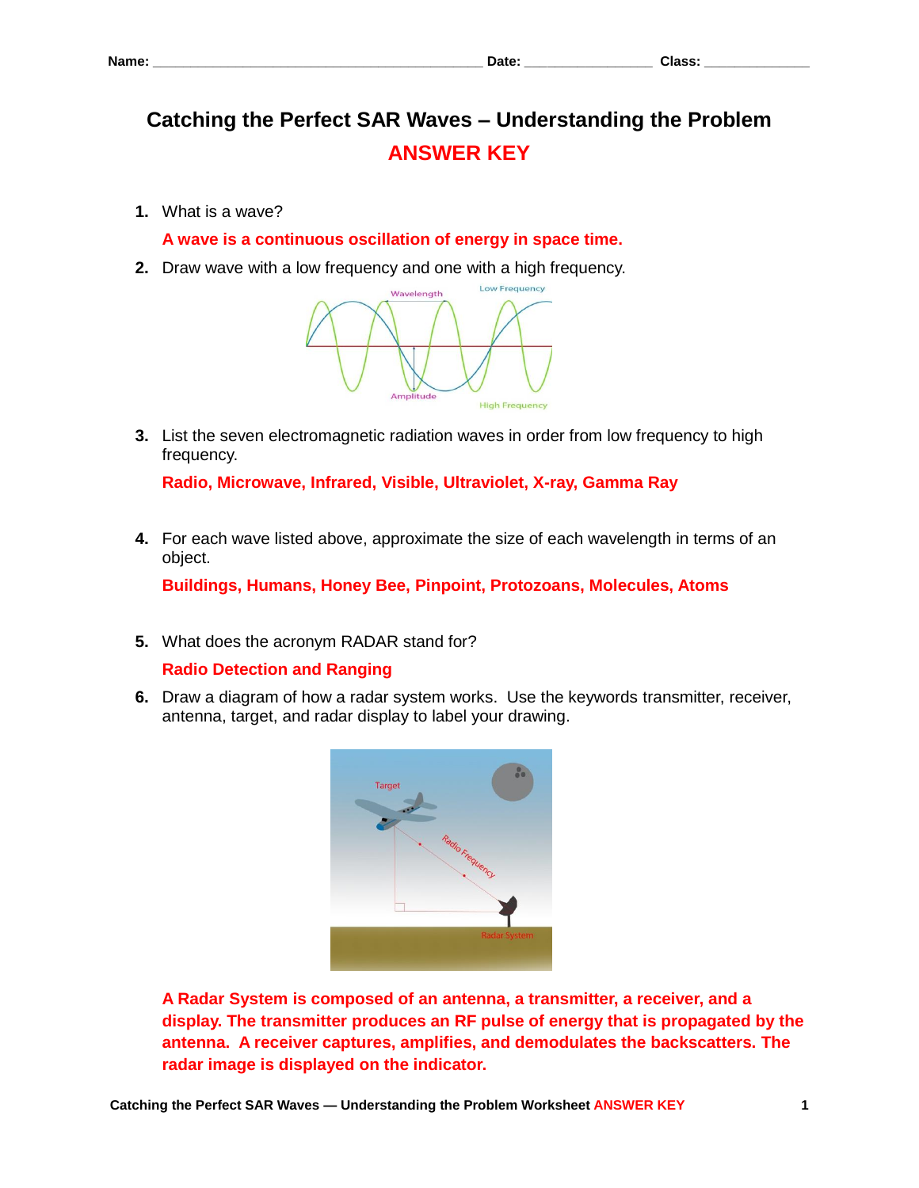Name: ________________________________________ Date: ________________ Class: ______________

# Catching the Perfect SAR Waves – Understanding the Problem

## ANSWER KEY

1. What is a wave?

   **A wave is a continuous oscillation of energy in space time.**

2. Draw wave with a low frequency and one with a high frequency.

3. List the seven electromagnetic radiation waves in order from low frequency to high frequency.

   **Radio, Microwave, Infrared, Visible, Ultraviolet, X-ray, Gamma Ray**

4. For each wave listed above, approximate the size of each wavelength in terms of an object.

   **Buildings, Humans, Honey Bee, Pinpoint, Protozoans, Molecules, Atoms**

5. What does the acronym RADAR stand for?

   **Radio Detection and Ranging**

6. Draw a diagram of how a radar system works. Use the keywords transmitter, receiver, antenna, target, and radar display to label your drawing.

   **A Radar System is composed of an antenna, a transmitter, a receiver, and a display. The transmitter produces an RF pulse of energy that is propagated by the antenna. A receiver captures, amplifies, and demodulates the backscatters. The radar image is displayed on the indicator.**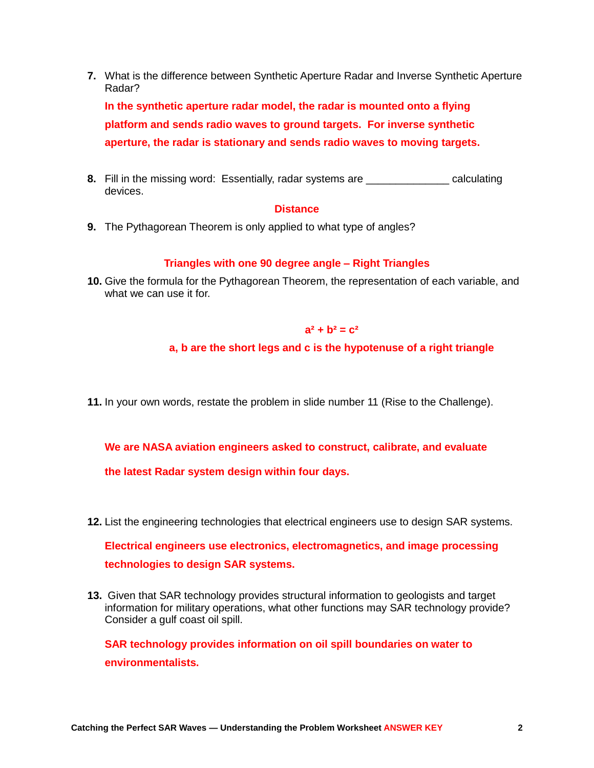7. What is the difference between Synthetic Aperture Radar and Inverse Synthetic Aperture Radar?

   **In the synthetic aperture radar model, the radar is mounted onto a flying platform and sends radio waves to ground targets. For inverse synthetic aperture, the radar is stationary and sends radio waves to moving targets.**

8. Fill in the missing word: Essentially, radar systems are ______________ calculating devices.

   **Distance**

9. The Pythagorean Theorem is only applied to what type of angles?

   **Triangles with one 90 degree angle – Right Triangles**

10. Give the formula for the Pythagorean Theorem, the representation of each variable, and what we can use it for.

    $$a^2 + b^2 = c^2$$

    **a, b are the short legs and c is the hypotenuse of a right triangle**

11. In your own words, restate the problem in slide number 11 (Rise to the Challenge).

    **We are NASA aviation engineers asked to construct, calibrate, and evaluate the latest Radar system design within four days.**

12. List the engineering technologies that electrical engineers use to design SAR systems.

    **Electrical engineers use electronics, electromagnetics, and image processing technologies to design SAR systems.**

13. Given that SAR technology provides structural information to geologists and target information for military operations, what other functions may SAR technology provide? Consider a gulf coast oil spill.

    **SAR technology provides information on oil spill boundaries on water to environmentalists.**